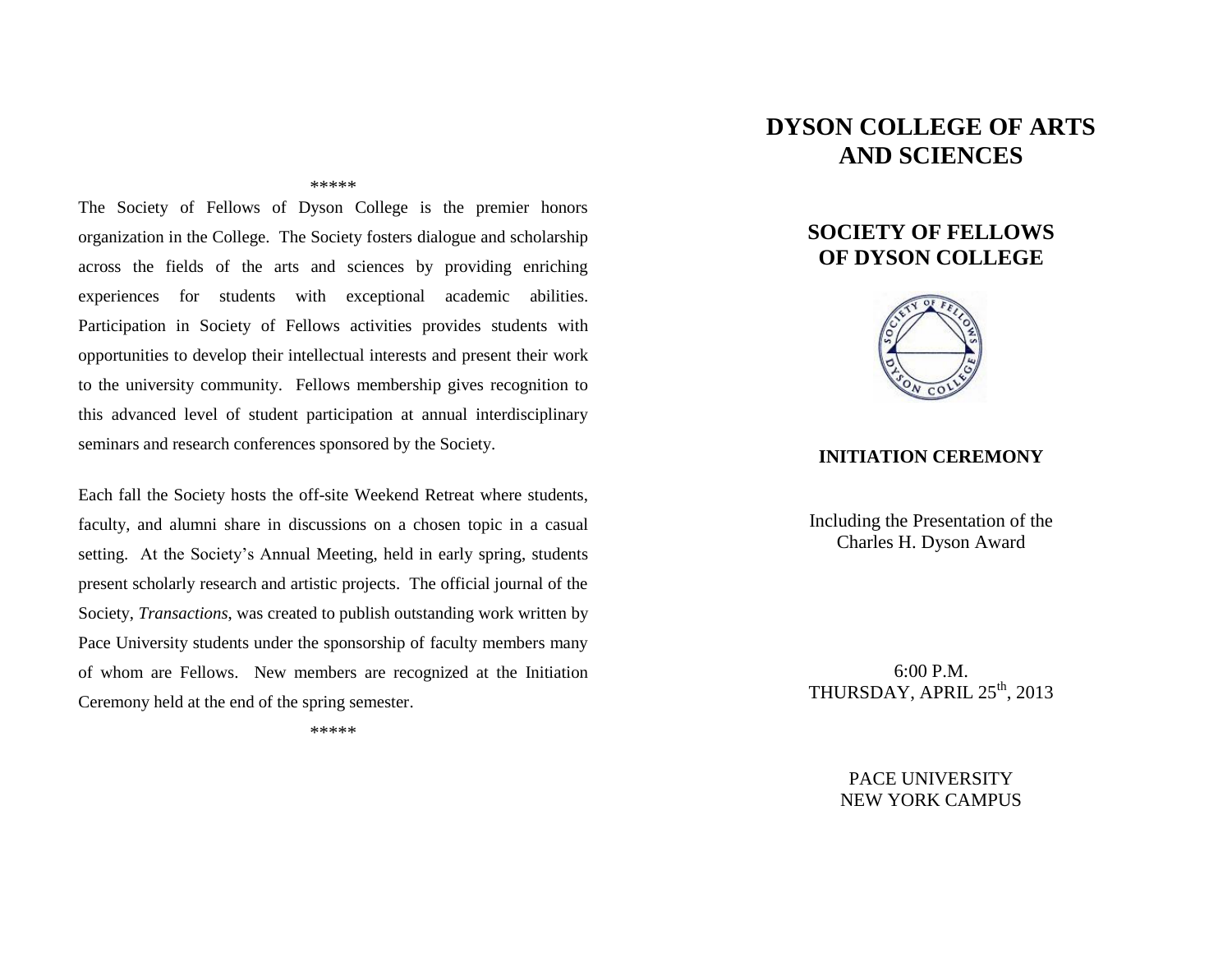\*\*\*\*\*

The Society of Fellows of Dyson College is the premier honors organization in the College. The Society fosters dialogue and scholarship across the fields of the arts and sciences by providing enriching experiences for students with exceptional academic abilities. Participation in Society of Fellows activities provides students with opportunities to develop their intellectual interests and present their work to the university community. Fellows membership gives recognition to this advanced level of student participation at annual interdisciplinary seminars and research conferences sponsored by the Society.

Each fall the Society hosts the off-site Weekend Retreat where students, faculty, and alumni share in discussions on a chosen topic in a casual setting. At the Society's Annual Meeting, held in early spring, students present scholarly research and artistic projects. The official journal of the Society, *Transactions*, was created to publish outstanding work written by Pace University students under the sponsorship of faculty members many of whom are Fellows. New members are recognized at the Initiation Ceremony held at the end of the spring semester.

\*\*\*\*\*

# DYSON COLLEGE OF ARTS AND SCIENCES

## SOCIETY OF FELLOWS OF DYSON COLLEGE

### INITIATION CEREMONY

Including the Presentation of the Charles H. Dyson Award

6:00 P.M.
THURSDAY, APRIL 25th, 2013

PACE UNIVERSITY
NEW YORK CAMPUS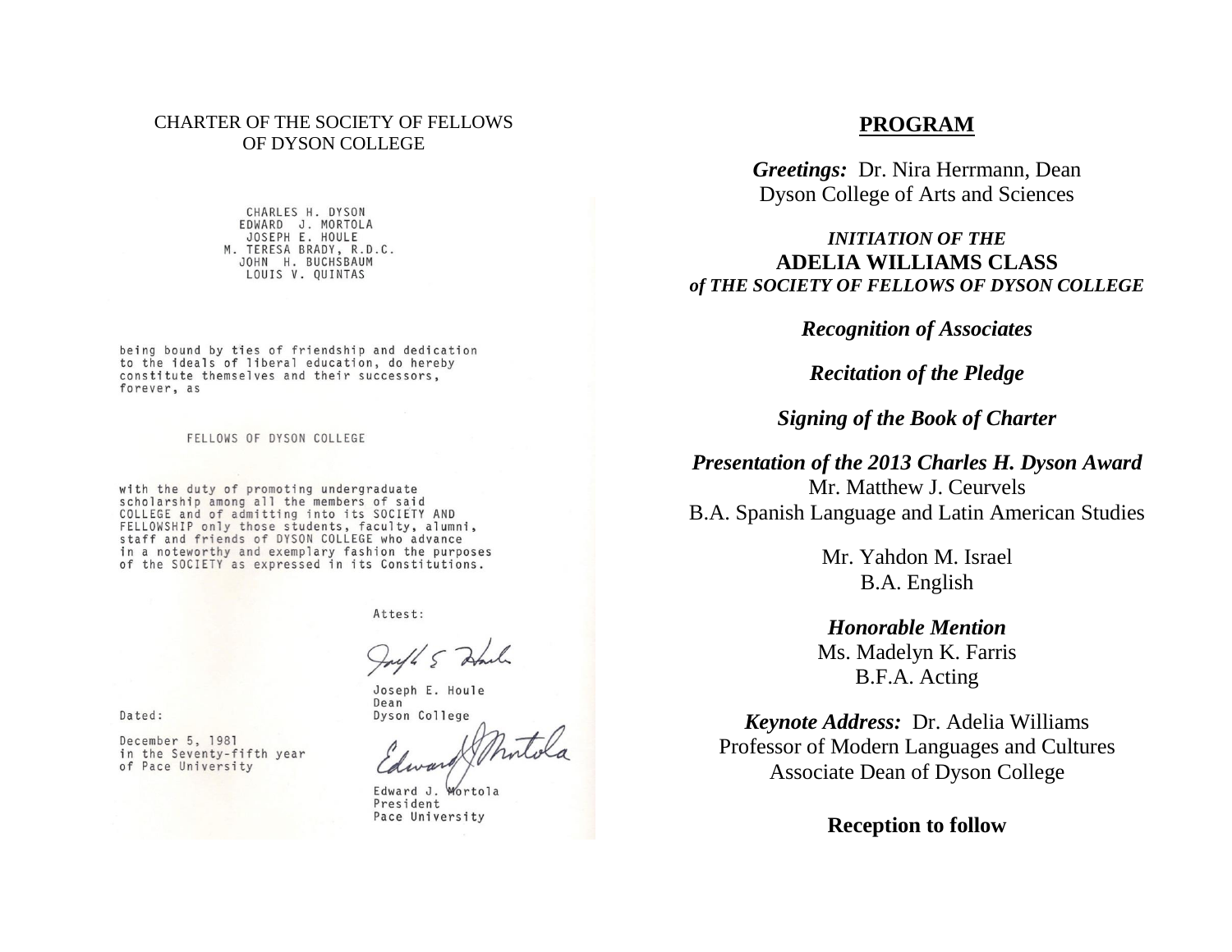CHARTER OF THE SOCIETY OF FELLOWS
OF DYSON COLLEGE

CHARLES H. DYSON
EDWARD J. MORTOLA
JOSEPH E. HOULE
M. TERESA BRADY, R.D.C.
JOHN H. BUCHSBAUM
LOUIS V. QUINTAS

being bound by ties of friendship and dedication to the ideals of liberal education, do hereby constitute themselves and their successors, forever, as

FELLOWS OF DYSON COLLEGE

with the duty of promoting undergraduate scholarship among all the members of said COLLEGE and of admitting into its SOCIETY AND FELLOWSHIP only those students, faculty, alumni, staff and friends of DYSON COLLEGE who advance in a noteworthy and exemplary fashion the purposes of the SOCIETY as expressed in its Constitutions.

Attest:

Joseph E. Houle
Dean
Dyson College

Edward J. Mortola
President
Pace University

Dated:

December 5, 1981
in the Seventy-fifth year
of Pace University

## PROGRAM

***Greetings:*** Dr. Nira Herrmann, Dean
Dyson College of Arts and Sciences

***INITIATION OF THE***
**ADELIA WILLIAMS CLASS**
***of THE SOCIETY OF FELLOWS OF DYSON COLLEGE***

***Recognition of Associates***

***Recitation of the Pledge***

***Signing of the Book of Charter***

***Presentation of the 2013 Charles H. Dyson Award***
Mr. Matthew J. Ceurvels
B.A. Spanish Language and Latin American Studies

Mr. Yahdon M. Israel
B.A. English

***Honorable Mention***
Ms. Madelyn K. Farris
B.F.A. Acting

***Keynote Address:*** Dr. Adelia Williams
Professor of Modern Languages and Cultures
Associate Dean of Dyson College

**Reception to follow**